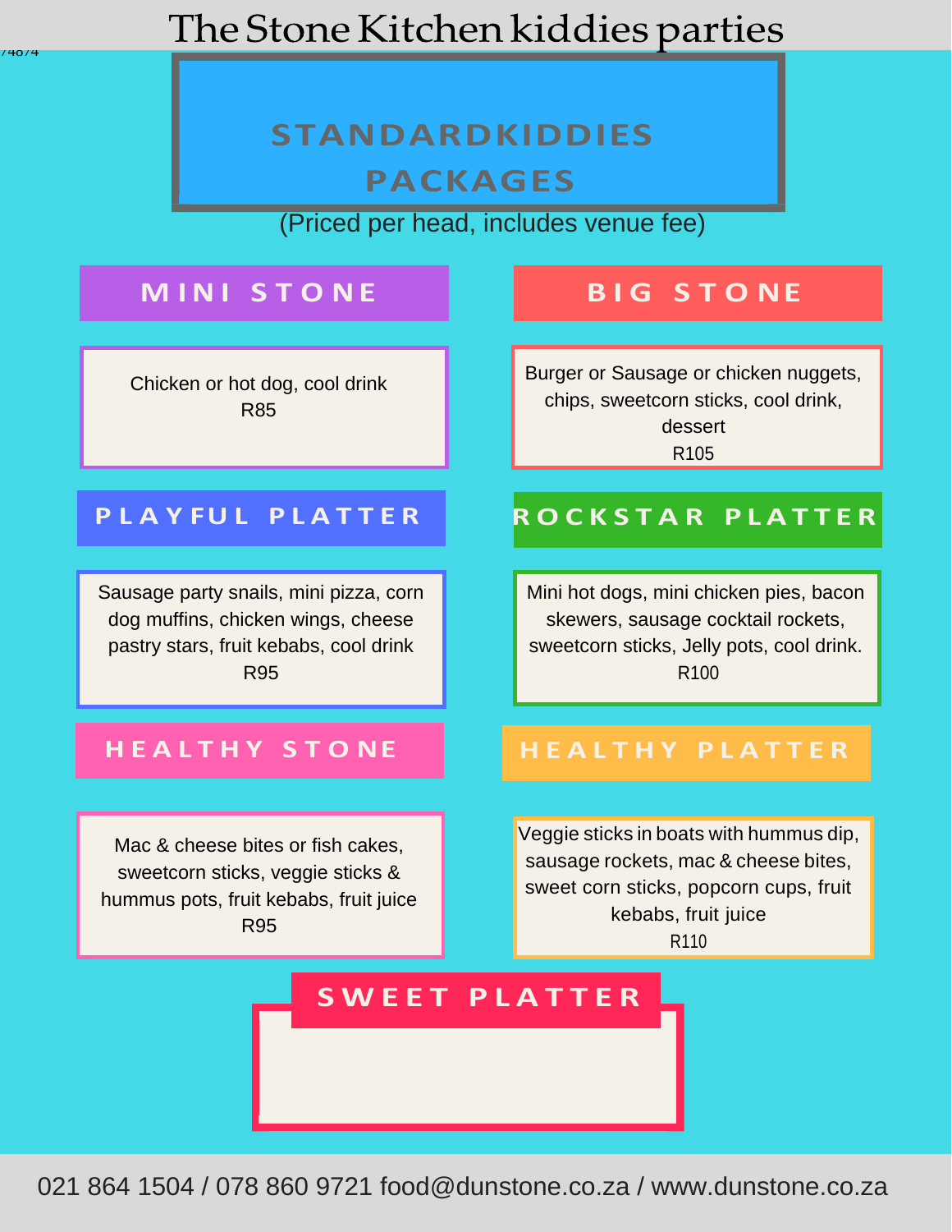# The Stone Kitchen kiddies parties

## STANDARDKIDDIES PACKAGES

(Priced per head, includes venue fee)

### MINI STONE

Chicken or hot dog, cool drink
R85

### BIG STONE

Burger or Sausage or chicken nuggets, chips, sweetcorn sticks, cool drink, dessert
R105

### PLAYFUL PLATTER

Sausage party snails, mini pizza, corn dog muffins, chicken wings, cheese pastry stars, fruit kebabs, cool drink
R95

### ROCKSTAR PLATTER

Mini hot dogs, mini chicken pies, bacon skewers, sausage cocktail rockets, sweetcorn sticks, Jelly pots, cool drink.
R100

### HEALTHY STONE

Mac & cheese bites or fish cakes, sweetcorn sticks, veggie sticks & hummus pots, fruit kebabs, fruit juice
R95

### HEALTHY PLATTER

Veggie sticks in boats with hummus dip, sausage rockets, mac & cheese bites, sweet corn sticks, popcorn cups, fruit kebabs, fruit juice
R110

### SWEET PLATTER

021 864 1504 / 078 860 9721 food@dunstone.co.za / www.dunstone.co.za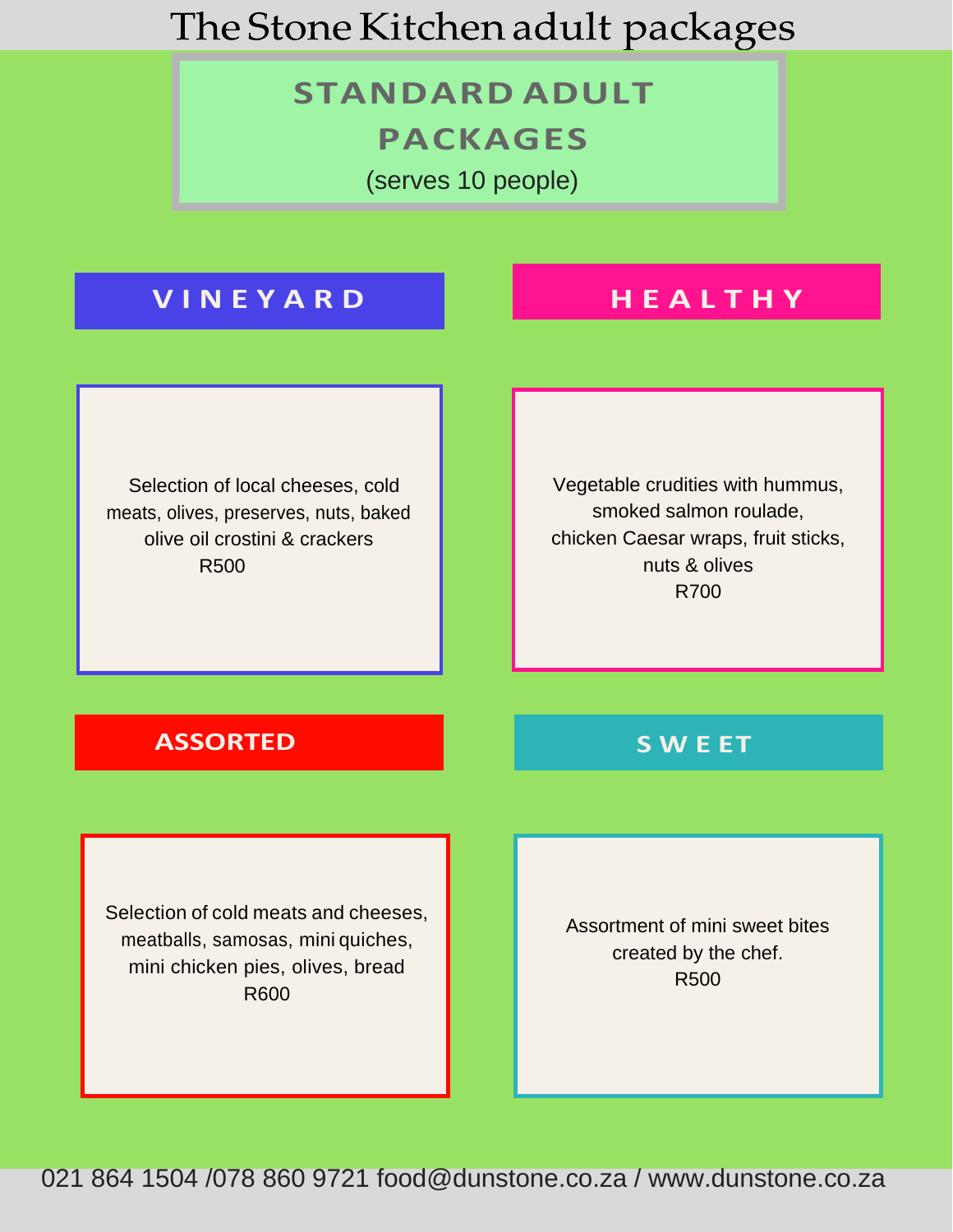# The Stone Kitchen adult packages

## STANDARD ADULT PACKAGES

(serves 10 people)

### VINEYARD

Selection of local cheeses, cold meats, olives, preserves, nuts, baked olive oil crostini & crackers
R500

### HEALTHY

Vegetable crudities with hummus, smoked salmon roulade, chicken Caesar wraps, fruit sticks, nuts & olives
R700

### ASSORTED

Selection of cold meats and cheeses, meatballs, samosas, mini quiches, mini chicken pies, olives, bread
R600

### SWEET

Assortment of mini sweet bites created by the chef.
R500

021 864 1504 /078 860 9721 food@dunstone.co.za / www.dunstone.co.za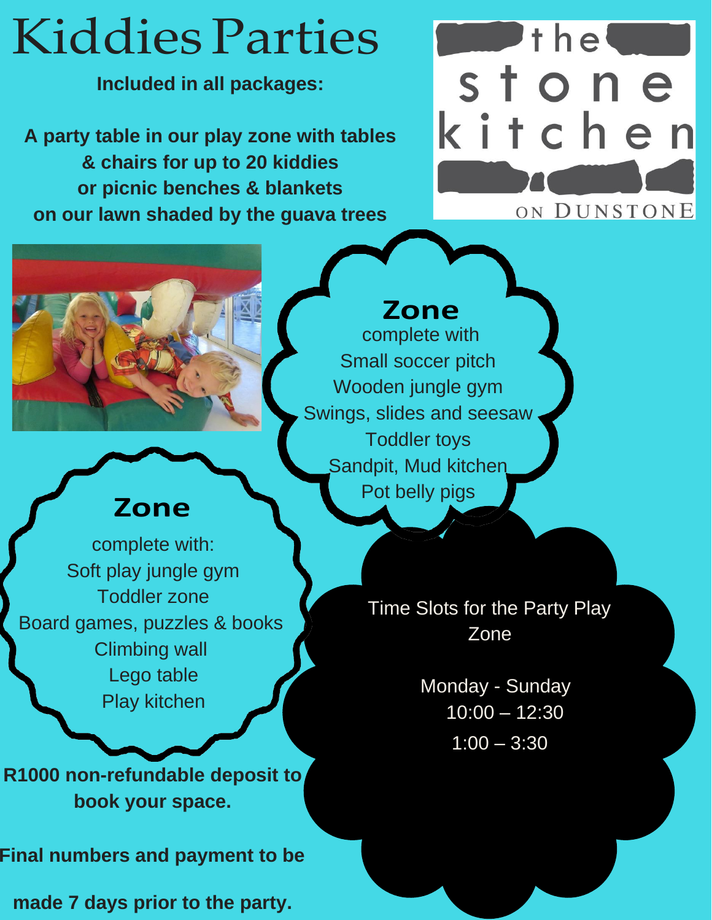# Kiddies Parties

**Included in all packages:**

**A party table in our play zone with tables & chairs for up to 20 kiddies or picnic benches & blankets on our lawn shaded by the guava trees**

the stone kitchen ON DUNSTONE

## Zone

complete with
Small soccer pitch
Wooden jungle gym
Swings, slides and seesaw
Toddler toys
Sandpit, Mud kitchen
Pot belly pigs

## Zone

complete with:
Soft play jungle gym
Toddler zone
Board games, puzzles & books
Climbing wall
Lego table
Play kitchen

Time Slots for the Party Play Zone

Monday - Sunday
10:00 – 12:30
1:00 – 3:30

**R1000 non-refundable deposit to book your space.**

**Final numbers and payment to be made 7 days prior to the party.**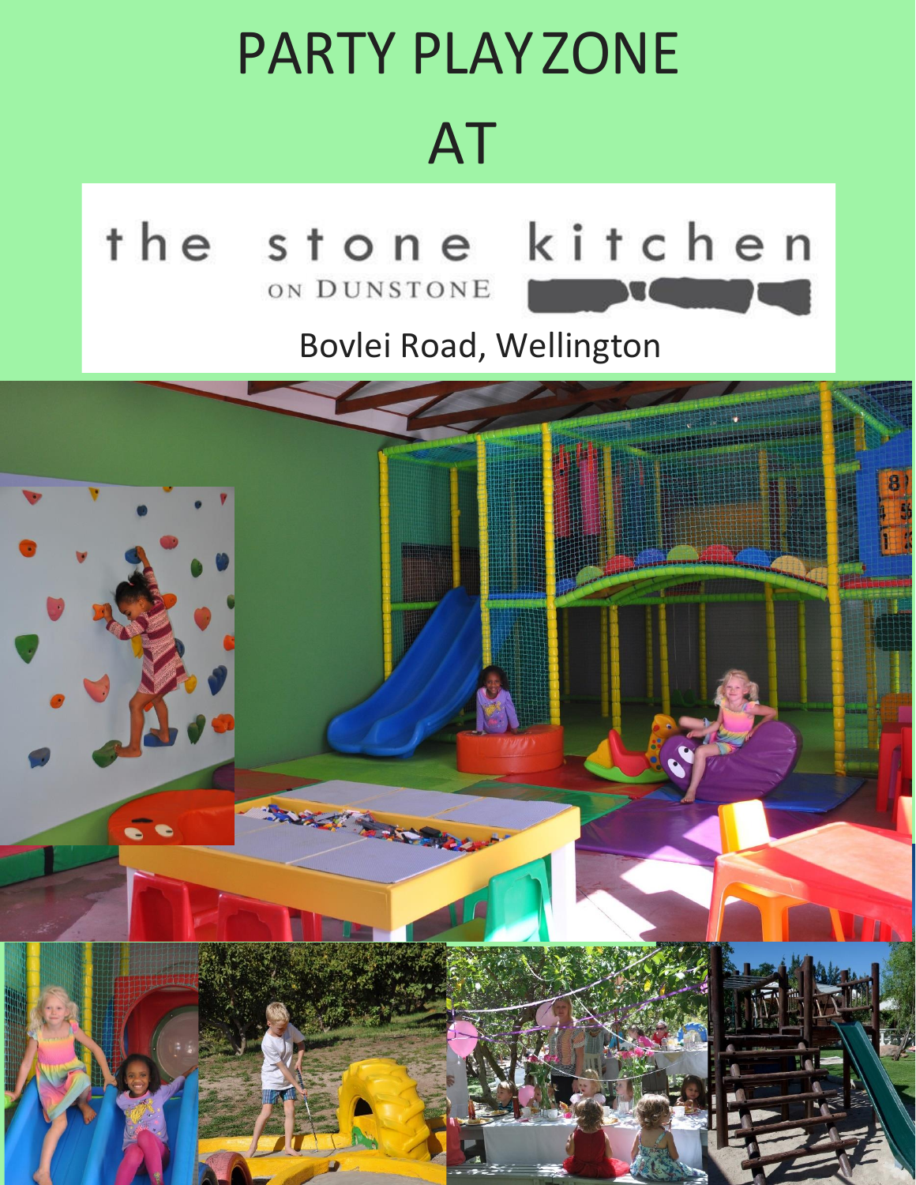# PARTY PLAYZONE

# AT

the stone kitchen

ON DUNSTONE

Bovlei Road, Wellington